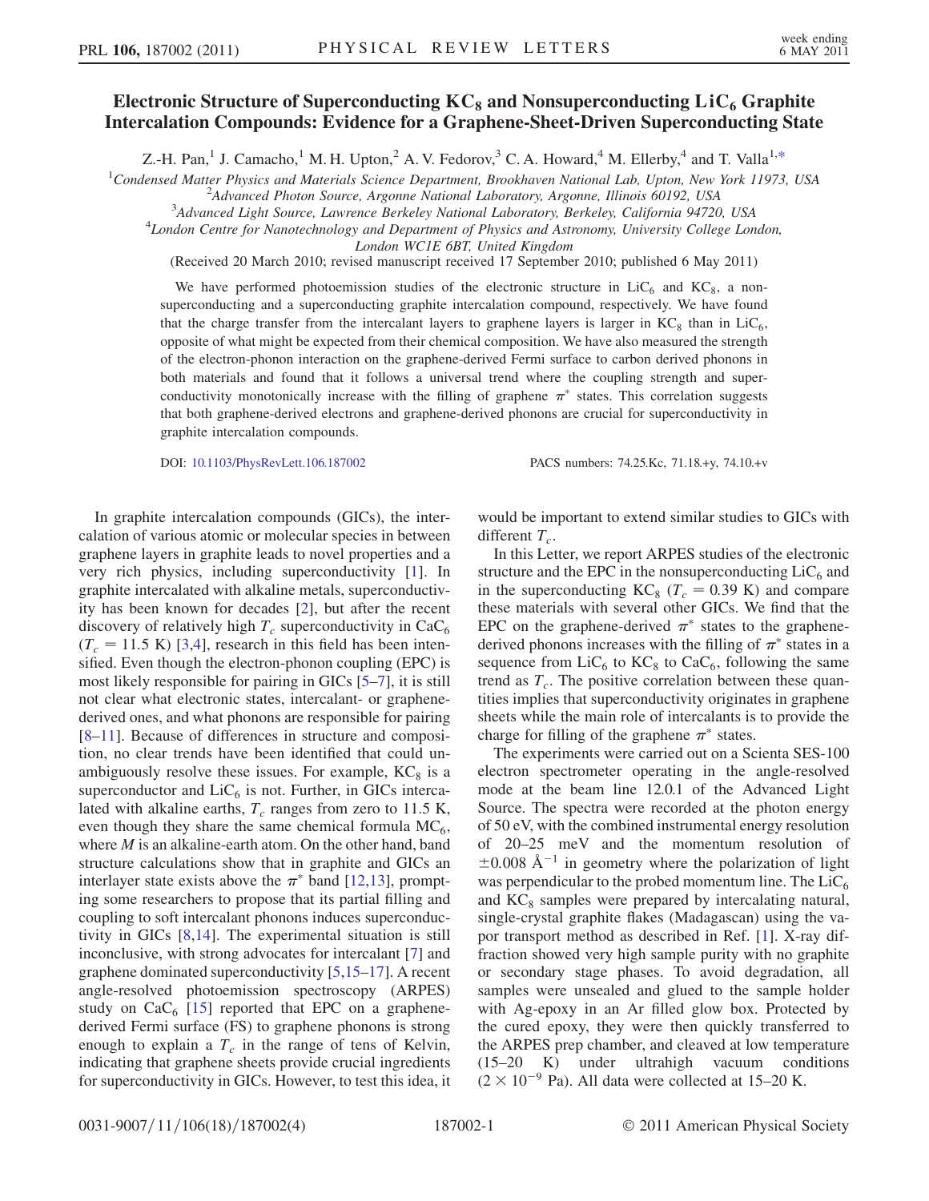# Electronic Structure of Superconducting $KC_8$ and Nonsuperconducting $LiC_6$ Graphite Intercalation Compounds: Evidence for a Graphene-Sheet-Driven Superconducting State

Z.-H. Pan,[1] J. Camacho,[1] M. H. Upton,[2] A. V. Fedorov,[3] C. A. Howard,[4] M. Ellerby,[4] and T. Valla[1,*]

[1]Condensed Matter Physics and Materials Science Department, Brookhaven National Lab, Upton, New York 11973, USA
[2]Advanced Photon Source, Argonne National Laboratory, Argonne, Illinois 60192, USA
[3]Advanced Light Source, Lawrence Berkeley National Laboratory, Berkeley, California 94720, USA
[4]London Centre for Nanotechnology and Department of Physics and Astronomy, University College London, London WC1E 6BT, United Kingdom

(Received 20 March 2010; revised manuscript received 17 September 2010; published 6 May 2011)

We have performed photoemission studies of the electronic structure in $LiC_6$ and $KC_8$, a nonsuperconducting and a superconducting graphite intercalation compound, respectively. We have found that the charge transfer from the intercalant layers to graphene layers is larger in $KC_8$ than in $LiC_6$, opposite of what might be expected from their chemical composition. We have also measured the strength of the electron-phonon interaction on the graphene-derived Fermi surface to carbon derived phonons in both materials and found that it follows a universal trend where the coupling strength and superconductivity monotonically increase with the filling of graphene $\pi^*$ states. This correlation suggests that both graphene-derived electrons and graphene-derived phonons are crucial for superconductivity in graphite intercalation compounds.

DOI: 10.1103/PhysRevLett.106.187002 PACS numbers: 74.25.Kc, 71.18.+y, 74.10.+v

In graphite intercalation compounds (GICs), the intercalation of various atomic or molecular species in between graphene layers in graphite leads to novel properties and a very rich physics, including superconductivity [1]. In graphite intercalated with alkaline metals, superconductivity has been known for decades [2], but after the recent discovery of relatively high $T_c$ superconductivity in $CaC_6$ ($T_c = 11.5$ K) [3,4], research in this field has been intensified. Even though the electron-phonon coupling (EPC) is most likely responsible for pairing in GICs [5–7], it is still not clear what electronic states, intercalant- or graphene-derived ones, and what phonons are responsible for pairing [8–11]. Because of differences in structure and composition, no clear trends have been identified that could unambiguously resolve these issues. For example, $KC_8$ is a superconductor and $LiC_6$ is not. Further, in GICs intercalated with alkaline earths, $T_c$ ranges from zero to 11.5 K, even though they share the same chemical formula $MC_6$, where $M$ is an alkaline-earth atom. On the other hand, band structure calculations show that in graphite and GICs an interlayer state exists above the $\pi^*$ band [12,13], prompting some researchers to propose that its partial filling and coupling to soft intercalant phonons induces superconductivity in GICs [8,14]. The experimental situation is still inconclusive, with strong advocates for intercalant [7] and graphene dominated superconductivity [5,15–17]. A recent angle-resolved photoemission spectroscopy (ARPES) study on $CaC_6$ [15] reported that EPC on a graphene-derived Fermi surface (FS) to graphene phonons is strong enough to explain a $T_c$ in the range of tens of Kelvin, indicating that graphene sheets provide crucial ingredients for superconductivity in GICs. However, to test this idea, it would be important to extend similar studies to GICs with different $T_c$.

In this Letter, we report ARPES studies of the electronic structure and the EPC in the nonsuperconducting $LiC_6$ and in the superconducting $KC_8$ ($T_c = 0.39$ K) and compare these materials with several other GICs. We find that the EPC on the graphene-derived $\pi^*$ states to the graphene-derived phonons increases with the filling of $\pi^*$ states in a sequence from $LiC_6$ to $KC_8$ to $CaC_6$, following the same trend as $T_c$. The positive correlation between these quantities implies that superconductivity originates in graphene sheets while the main role of intercalants is to provide the charge for filling of the graphene $\pi^*$ states.

The experiments were carried out on a Scienta SES-100 electron spectrometer operating in the angle-resolved mode at the beam line 12.0.1 of the Advanced Light Source. The spectra were recorded at the photon energy of 50 eV, with the combined instrumental energy resolution of 20–25 meV and the momentum resolution of $\pm 0.008$ Å$^{-1}$ in geometry where the polarization of light was perpendicular to the probed momentum line. The $LiC_6$ and $KC_8$ samples were prepared by intercalating natural, single-crystal graphite flakes (Madagascan) using the vapor transport method as described in Ref. [1]. X-ray diffraction showed very high sample purity with no graphite or secondary stage phases. To avoid degradation, all samples were unsealed and glued to the sample holder with Ag-epoxy in an Ar filled glow box. Protected by the cured epoxy, they were then quickly transferred to the ARPES prep chamber, and cleaved at low temperature (15–20 K) under ultrahigh vacuum conditions ($2 \times 10^{-9}$ Pa). All data were collected at 15–20 K.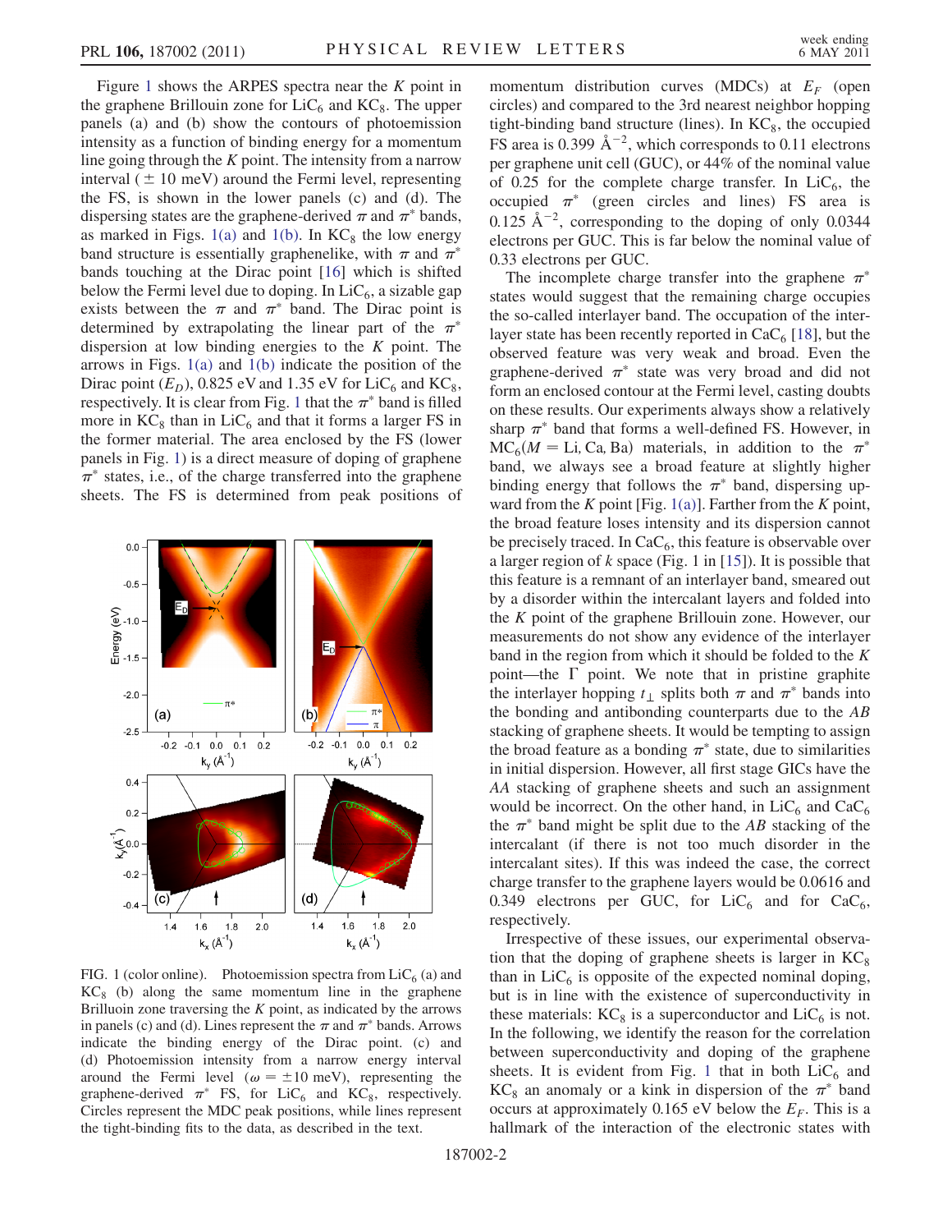Figure 1 shows the ARPES spectra near the $K$ point in the graphene Brillouin zone for $LiC_6$ and $KC_8$. The upper panels (a) and (b) show the contours of photoemission intensity as a function of binding energy for a momentum line going through the $K$ point. The intensity from a narrow interval ($\pm$ 10 meV) around the Fermi level, representing the FS, is shown in the lower panels (c) and (d). The dispersing states are the graphene-derived $\pi$ and $\pi^*$ bands, as marked in Figs. 1(a) and 1(b). In $KC_8$ the low energy band structure is essentially graphenelike, with $\pi$ and $\pi^*$ bands touching at the Dirac point [16] which is shifted below the Fermi level due to doping. In $LiC_6$, a sizable gap exists between the $\pi$ and $\pi^*$ band. The Dirac point is determined by extrapolating the linear part of the $\pi^*$ dispersion at low binding energies to the $K$ point. The arrows in Figs. 1(a) and 1(b) indicate the position of the Dirac point ($E_D$), 0.825 eV and 1.35 eV for $LiC_6$ and $KC_8$, respectively. It is clear from Fig. 1 that the $\pi^*$ band is filled more in $KC_8$ than in $LiC_6$ and that it forms a larger FS in the former material. The area enclosed by the FS (lower panels in Fig. 1) is a direct measure of doping of graphene $\pi^*$ states, i.e., of the charge transferred into the graphene sheets. The FS is determined from peak positions of momentum distribution curves (MDCs) at $E_F$ (open circles) and compared to the 3rd nearest neighbor hopping tight-binding band structure (lines). In $KC_8$, the occupied FS area is 0.399 Å$^{-2}$, which corresponds to 0.11 electrons per graphene unit cell (GUC), or 44% of the nominal value of 0.25 for the complete charge transfer. In $LiC_6$, the occupied $\pi^*$ (green circles and lines) FS area is 0.125 Å$^{-2}$, corresponding to the doping of only 0.0344 electrons per GUC. This is far below the nominal value of 0.33 electrons per GUC.

FIG. 1 (color online). Photoemission spectra from $LiC_6$ (a) and $KC_8$ (b) along the same momentum line in the graphene Brillouin zone traversing the $K$ point, as indicated by the arrows in panels (c) and (d). Lines represent the $\pi$ and $\pi^*$ bands. Arrows indicate the binding energy of the Dirac point. (c) and (d) Photoemission intensity from a narrow energy interval around the Fermi level ($\omega = \pm 10$ meV), representing the graphene-derived $\pi^*$ FS, for $LiC_6$ and $KC_8$, respectively. Circles represent the MDC peak positions, while lines represent the tight-binding fits to the data, as described in the text.

The incomplete charge transfer into the graphene $\pi^*$ states would suggest that the remaining charge occupies the so-called interlayer band. The occupation of the interlayer state has been recently reported in $CaC_6$ [18], but the observed feature was very weak and broad. Even the graphene-derived $\pi^*$ state was very broad and did not form an enclosed contour at the Fermi level, casting doubts on these results. Our experiments always show a relatively sharp $\pi^*$ band that forms a well-defined FS. However, in $MC_6$($M$ = Li, Ca, Ba) materials, in addition to the $\pi^*$ band, we always see a broad feature at slightly higher binding energy that follows the $\pi^*$ band, dispersing upward from the $K$ point [Fig. 1(a)]. Farther from the $K$ point, the broad feature loses intensity and its dispersion cannot be precisely traced. In $CaC_6$, this feature is observable over a larger region of $k$ space (Fig. 1 in [15]). It is possible that this feature is a remnant of an interlayer band, smeared out by a disorder within the intercalant layers and folded into the $K$ point of the graphene Brillouin zone. However, our measurements do not show any evidence of the interlayer band in the region from which it should be folded to the $K$ point—the $\Gamma$ point. We note that in pristine graphite the interlayer hopping $t_\perp$ splits both $\pi$ and $\pi^*$ bands into the bonding and antibonding counterparts due to the *AB* stacking of graphene sheets. It would be tempting to assign the broad feature as a bonding $\pi^*$ state, due to similarities in initial dispersion. However, all first stage GICs have the *AA* stacking of graphene sheets and such an assignment would be incorrect. On the other hand, in $LiC_6$ and $CaC_6$ the $\pi^*$ band might be split due to the *AB* stacking of the intercalant (if there is not too much disorder in the intercalant sites). If this was indeed the case, the correct charge transfer to the graphene layers would be 0.0616 and 0.349 electrons per GUC, for $LiC_6$ and for $CaC_6$, respectively.

Irrespective of these issues, our experimental observation that the doping of graphene sheets is larger in $KC_8$ than in $LiC_6$ is opposite of the expected nominal doping, but is in line with the existence of superconductivity in these materials: $KC_8$ is a superconductor and $LiC_6$ is not. In the following, we identify the reason for the correlation between superconductivity and doping of the graphene sheets. It is evident from Fig. 1 that in both $LiC_6$ and $KC_8$ an anomaly or a kink in dispersion of the $\pi^*$ band occurs at approximately 0.165 eV below the $E_F$. This is a hallmark of the interaction of the electronic states with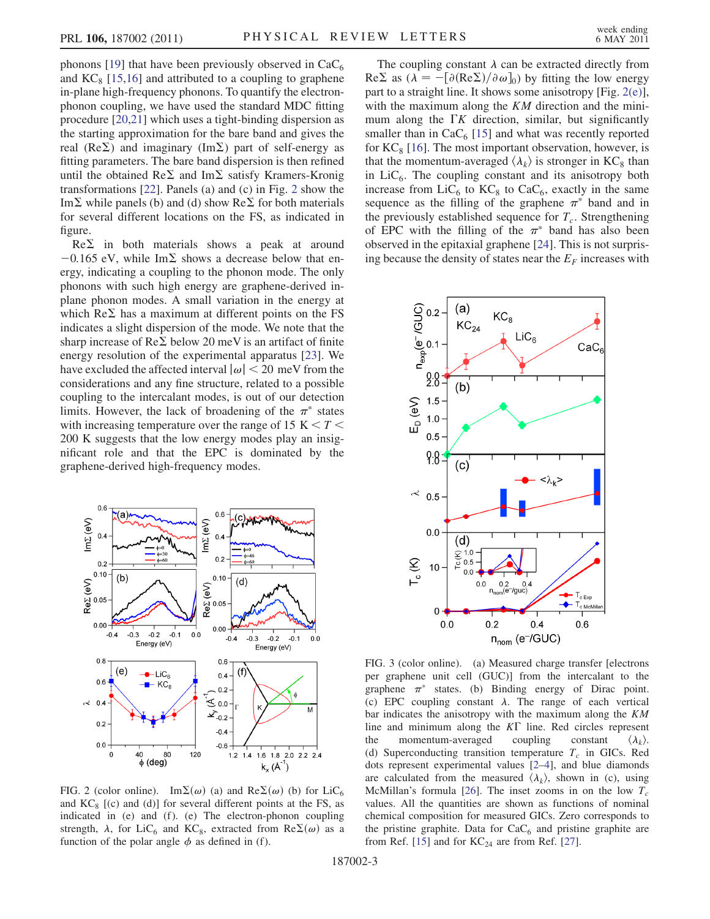phonons [19] that have been previously observed in $CaC_6$ and $KC_8$ [15,16] and attributed to a coupling to graphene in-plane high-frequency phonons. To quantify the electron-phonon coupling, we have used the standard MDC fitting procedure [20,21] which uses a tight-binding dispersion as the starting approximation for the bare band and gives the real (Re$\Sigma$) and imaginary (Im$\Sigma$) part of self-energy as fitting parameters. The bare band dispersion is then refined until the obtained Re$\Sigma$ and Im$\Sigma$ satisfy Kramers-Kronig transformations [22]. Panels (a) and (c) in Fig. 2 show the Im$\Sigma$ while panels (b) and (d) show Re$\Sigma$ for both materials for several different locations on the FS, as indicated in figure.

Re$\Sigma$ in both materials shows a peak at around $-0.165$ eV, while Im$\Sigma$ shows a decrease below that energy, indicating a coupling to the phonon mode. The only phonons with such high energy are graphene-derived in-plane phonon modes. A small variation in the energy at which Re$\Sigma$ has a maximum at different points on the FS indicates a slight dispersion of the mode. We note that the sharp increase of Re$\Sigma$ below 20 meV is an artifact of finite energy resolution of the experimental apparatus [23]. We have excluded the affected interval $|\omega| < 20$ meV from the considerations and any fine structure, related to a possible coupling to the intercalant modes, is out of our detection limits. However, the lack of broadening of the $\pi^*$ states with increasing temperature over the range of 15 K $< T <$ 200 K suggests that the low energy modes play an insignificant role and that the EPC is dominated by the graphene-derived high-frequency modes.

FIG. 2 (color online). Im$\Sigma(\omega)$ (a) and Re$\Sigma(\omega)$ (b) for $LiC_6$ and $KC_8$ [(c) and (d)] for several different points at the FS, as indicated in (e) and (f). (e) The electron-phonon coupling strength, $\lambda$, for $LiC_6$ and $KC_8$, extracted from Re$\Sigma(\omega)$ as a function of the polar angle $\phi$ as defined in (f).

The coupling constant $\lambda$ can be extracted directly from Re$\Sigma$ as ($\lambda = -[\partial(\text{Re}\Sigma)/\partial\omega]_0$) by fitting the low energy part to a straight line. It shows some anisotropy [Fig. 2(e)], with the maximum along the $KM$ direction and the minimum along the $\Gamma K$ direction, similar, but significantly smaller than in $CaC_6$ [15] and what was recently reported for $KC_8$ [16]. The most important observation, however, is that the momentum-averaged $\langle\lambda_k\rangle$ is stronger in $KC_8$ than in $LiC_6$. The coupling constant and its anisotropy both increase from $LiC_6$ to $KC_8$ to $CaC_6$, exactly in the same sequence as the filling of the graphene $\pi^*$ band and in the previously established sequence for $T_c$. Strengthening of EPC with the filling of the $\pi^*$ band has also been observed in the epitaxial graphene [24]. This is not surprising because the density of states near the $E_F$ increases with

FIG. 3 (color online). (a) Measured charge transfer [electrons per graphene unit cell (GUC)] from the intercalant to the graphene $\pi^*$ states. (b) Binding energy of Dirac point. (c) EPC coupling constant $\lambda$. The range of each vertical bar indicates the anisotropy with the maximum along the $KM$ line and minimum along the $K\Gamma$ line. Red circles represent the momentum-averaged coupling constant $\langle\lambda_k\rangle$. (d) Superconducting transition temperature $T_c$ in GICs. Red dots represent experimental values [2–4], and blue diamonds are calculated from the measured $\langle\lambda_k\rangle$, shown in (c), using McMillan's formula [26]. The inset zooms in on the low $T_c$ values. All the quantities are shown as functions of nominal chemical composition for measured GICs. Zero corresponds to the pristine graphite. Data for $CaC_6$ and pristine graphite are from Ref. [15] and for $KC_{24}$ are from Ref. [27].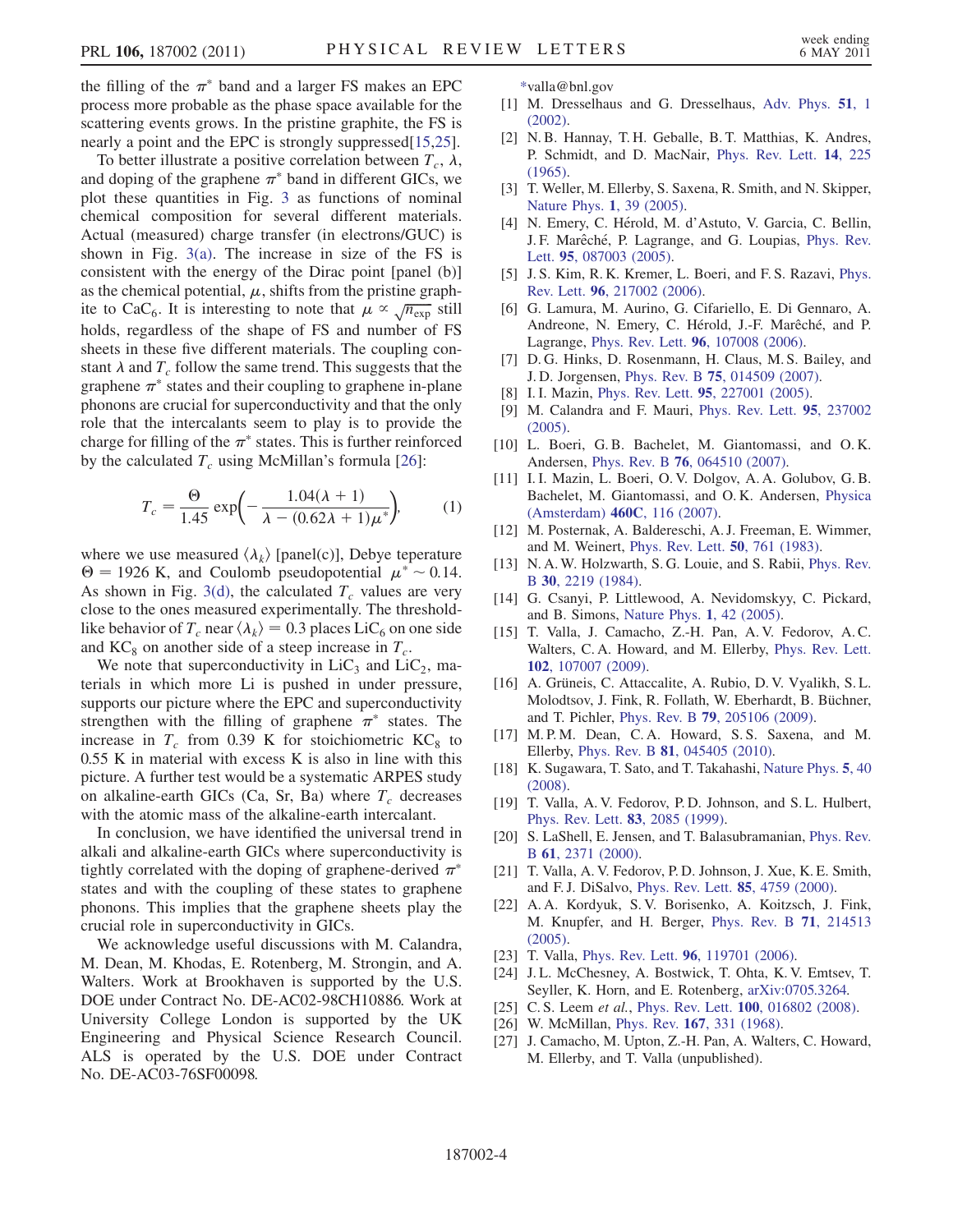the filling of the $\pi^*$ band and a larger FS makes an EPC process more probable as the phase space available for the scattering events grows. In the pristine graphite, the FS is nearly a point and the EPC is strongly suppressed[15,25].

To better illustrate a positive correlation between $T_c$, $\lambda$, and doping of the graphene $\pi^*$ band in different GICs, we plot these quantities in Fig. 3 as functions of nominal chemical composition for several different materials. Actual (measured) charge transfer (in electrons/GUC) is shown in Fig. 3(a). The increase in size of the FS is consistent with the energy of the Dirac point [panel (b)] as the chemical potential, $\mu$, shifts from the pristine graphite to $CaC_6$. It is interesting to note that $\mu \propto \sqrt{n_{\text{exp}}}$ still holds, regardless of the shape of FS and number of FS sheets in these five different materials. The coupling constant $\lambda$ and $T_c$ follow the same trend. This suggests that the graphene $\pi^*$ states and their coupling to graphene in-plane phonons are crucial for superconductivity and that the only role that the intercalants seem to play is to provide the charge for filling of the $\pi^*$ states. This is further reinforced by the calculated $T_c$ using McMillan's formula [26]:

$$T_c = \frac{\Theta}{1.45} \exp\left(-\frac{1.04(\lambda + 1)}{\lambda - (0.62\lambda + 1)\mu^*}\right), \qquad (1)$$

where we use measured $\langle \lambda_k \rangle$ [panel(c)], Debye teperature $\Theta = 1926$ K, and Coulomb pseudopotential $\mu^* \sim 0.14$. As shown in Fig. 3(d), the calculated $T_c$ values are very close to the ones measured experimentally. The threshold-like behavior of $T_c$ near $\langle \lambda_k \rangle = 0.3$ places $LiC_6$ on one side and $KC_8$ on another side of a steep increase in $T_c$.

We note that superconductivity in $LiC_3$ and $LiC_2$, materials in which more Li is pushed in under pressure, supports our picture where the EPC and superconductivity strengthen with the filling of graphene $\pi^*$ states. The increase in $T_c$ from 0.39 K for stoichiometric $KC_8$ to 0.55 K in material with excess K is also in line with this picture. A further test would be a systematic ARPES study on alkaline-earth GICs (Ca, Sr, Ba) where $T_c$ decreases with the atomic mass of the alkaline-earth intercalant.

In conclusion, we have identified the universal trend in alkali and alkaline-earth GICs where superconductivity is tightly correlated with the doping of graphene-derived $\pi^*$ states and with the coupling of these states to graphene phonons. This implies that the graphene sheets play the crucial role in superconductivity in GICs.

We acknowledge useful discussions with M. Calandra, M. Dean, M. Khodas, E. Rotenberg, M. Strongin, and A. Walters. Work at Brookhaven is supported by the U.S. DOE under Contract No. DE-AC02-98CH10886. Work at University College London is supported by the UK Engineering and Physical Science Research Council. ALS is operated by the U.S. DOE under Contract No. DE-AC03-76SF00098.

*valla@bnl.gov

[1] M. Dresselhaus and G. Dresselhaus, Adv. Phys. **51**, 1 (2002).
[2] N. B. Hannay, T. H. Geballe, B. T. Matthias, K. Andres, P. Schmidt, and D. MacNair, Phys. Rev. Lett. **14**, 225 (1965).
[3] T. Weller, M. Ellerby, S. Saxena, R. Smith, and N. Skipper, Nature Phys. **1**, 39 (2005).
[4] N. Emery, C. Hérold, M. d'Astuto, V. Garcia, C. Bellin, J. F. Marêché, P. Lagrange, and G. Loupias, Phys. Rev. Lett. **95**, 087003 (2005).
[5] J. S. Kim, R. K. Kremer, L. Boeri, and F. S. Razavi, Phys. Rev. Lett. **96**, 217002 (2006).
[6] G. Lamura, M. Aurino, G. Cifariello, E. Di Gennaro, A. Andreone, N. Emery, C. Hérold, J.-F. Marêché, and P. Lagrange, Phys. Rev. Lett. **96**, 107008 (2006).
[7] D. G. Hinks, D. Rosenmann, H. Claus, M. S. Bailey, and J. D. Jorgensen, Phys. Rev. B **75**, 014509 (2007).
[8] I. I. Mazin, Phys. Rev. Lett. **95**, 227001 (2005).
[9] M. Calandra and F. Mauri, Phys. Rev. Lett. **95**, 237002 (2005).
[10] L. Boeri, G. B. Bachelet, M. Giantomassi, and O. K. Andersen, Phys. Rev. B **76**, 064510 (2007).
[11] I. I. Mazin, L. Boeri, O. V. Dolgov, A. A. Golubov, G. B. Bachelet, M. Giantomassi, and O. K. Andersen, Physica (Amsterdam) **460C**, 116 (2007).
[12] M. Posternak, A. Baldereschi, A. J. Freeman, E. Wimmer, and M. Weinert, Phys. Rev. Lett. **50**, 761 (1983).
[13] N. A. W. Holzwarth, S. G. Louie, and S. Rabii, Phys. Rev. B **30**, 2219 (1984).
[14] G. Csanyi, P. Littlewood, A. Nevidomskyy, C. Pickard, and B. Simons, Nature Phys. **1**, 42 (2005).
[15] T. Valla, J. Camacho, Z.-H. Pan, A. V. Fedorov, A. C. Walters, C. A. Howard, and M. Ellerby, Phys. Rev. Lett. **102**, 107007 (2009).
[16] A. Grüneis, C. Attaccalite, A. Rubio, D. V. Vyalikh, S. L. Molodtsov, J. Fink, R. Follath, W. Eberhardt, B. Büchner, and T. Pichler, Phys. Rev. B **79**, 205106 (2009).
[17] M. P. M. Dean, C. A. Howard, S. S. Saxena, and M. Ellerby, Phys. Rev. B **81**, 045405 (2010).
[18] K. Sugawara, T. Sato, and T. Takahashi, Nature Phys. **5**, 40 (2008).
[19] T. Valla, A. V. Fedorov, P. D. Johnson, and S. L. Hulbert, Phys. Rev. Lett. **83**, 2085 (1999).
[20] S. LaShell, E. Jensen, and T. Balasubramanian, Phys. Rev. B **61**, 2371 (2000).
[21] T. Valla, A. V. Fedorov, P. D. Johnson, J. Xue, K. E. Smith, and F. J. DiSalvo, Phys. Rev. Lett. **85**, 4759 (2000).
[22] A. A. Kordyuk, S. V. Borisenko, A. Koitzsch, J. Fink, M. Knupfer, and H. Berger, Phys. Rev. B **71**, 214513 (2005).
[23] T. Valla, Phys. Rev. Lett. **96**, 119701 (2006).
[24] J. L. McChesney, A. Bostwick, T. Ohta, K. V. Emtsev, T. Seyller, K. Horn, and E. Rotenberg, arXiv:0705.3264.
[25] C. S. Leem *et al.*, Phys. Rev. Lett. **100**, 016802 (2008).
[26] W. McMillan, Phys. Rev. **167**, 331 (1968).
[27] J. Camacho, M. Upton, Z.-H. Pan, A. Walters, C. Howard, M. Ellerby, and T. Valla (unpublished).